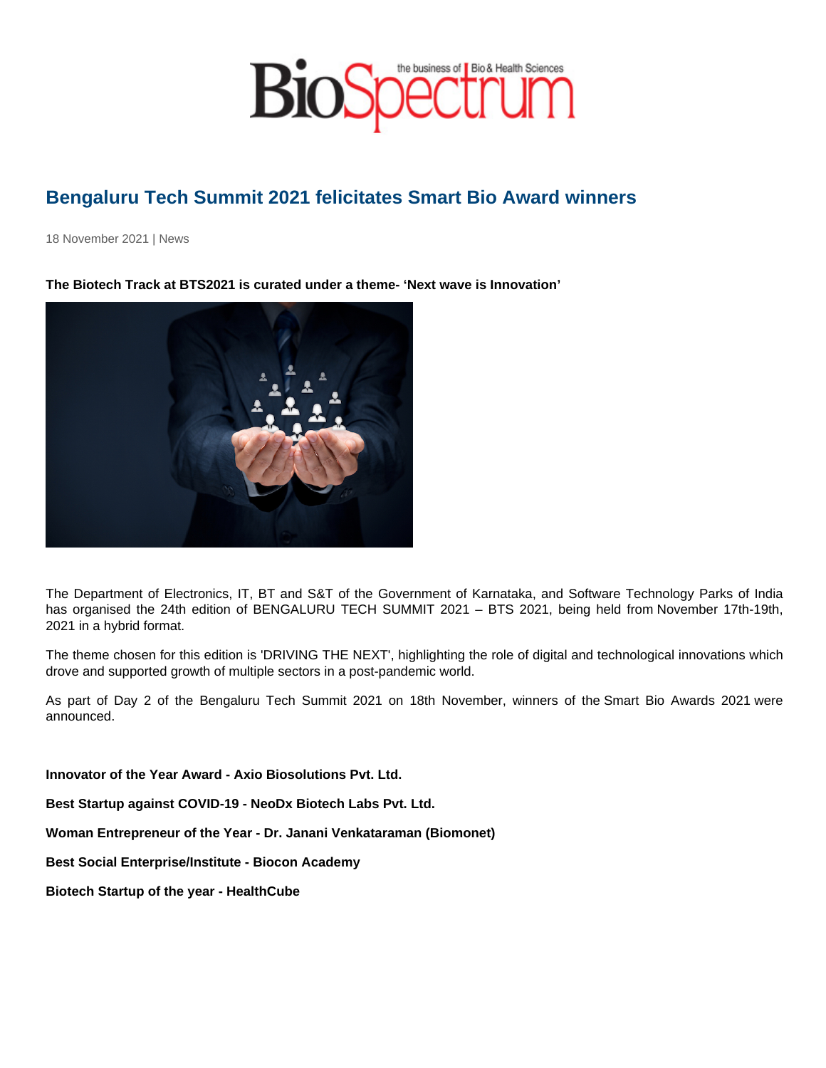# Bengaluru Tech Summit 2021 felicitates Smart Bio Award winners

18 November 2021 | News

**The Biotech Track at BTS2021 is curated under a theme- 'Next wave is Innovation'**

The Department of Electronics, IT, BT and S&T of the Government of Karnataka, and Software Technology Parks of India has organised the 24th edition of BENGALURU TECH SUMMIT 2021 – BTS 2021, being held from November 17th-19th, 2021 in a hybrid format.

The theme chosen for this edition is 'DRIVING THE NEXT', highlighting the role of digital and technological innovations which drove and supported growth of multiple sectors in a post-pandemic world.

As part of Day 2 of the Bengaluru Tech Summit 2021 on 18th November, winners of the Smart Bio Awards 2021 were announced.

**Innovator of the Year Award - Axio Biosolutions Pvt. Ltd.**

**Best Startup against COVID-19 - NeoDx Biotech Labs Pvt. Ltd.**

**Woman Entrepreneur of the Year - Dr. Janani Venkataraman (Biomonet)**

**Best Social Enterprise/Institute - Biocon Academy**

**Biotech Startup of the year - HealthCube**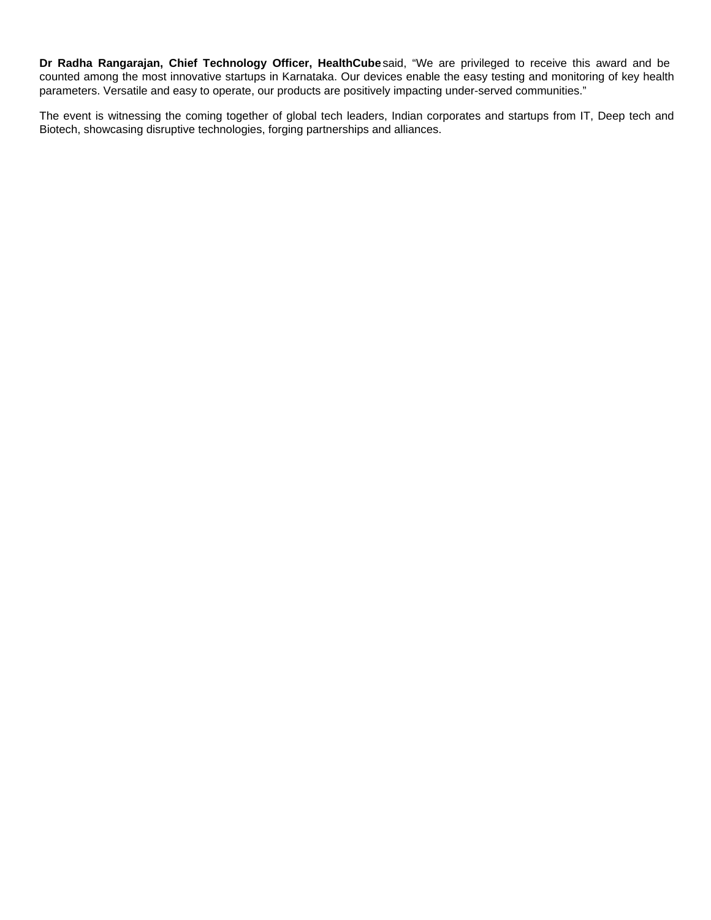**Dr Radha Rangarajan, Chief Technology Officer, HealthCube** said, “We are privileged to receive this award and be counted among the most innovative startups in Karnataka. Our devices enable the easy testing and monitoring of key health parameters. Versatile and easy to operate, our products are positively impacting under-served communities.”

The event is witnessing the coming together of global tech leaders, Indian corporates and startups from IT, Deep tech and Biotech, showcasing disruptive technologies, forging partnerships and alliances.